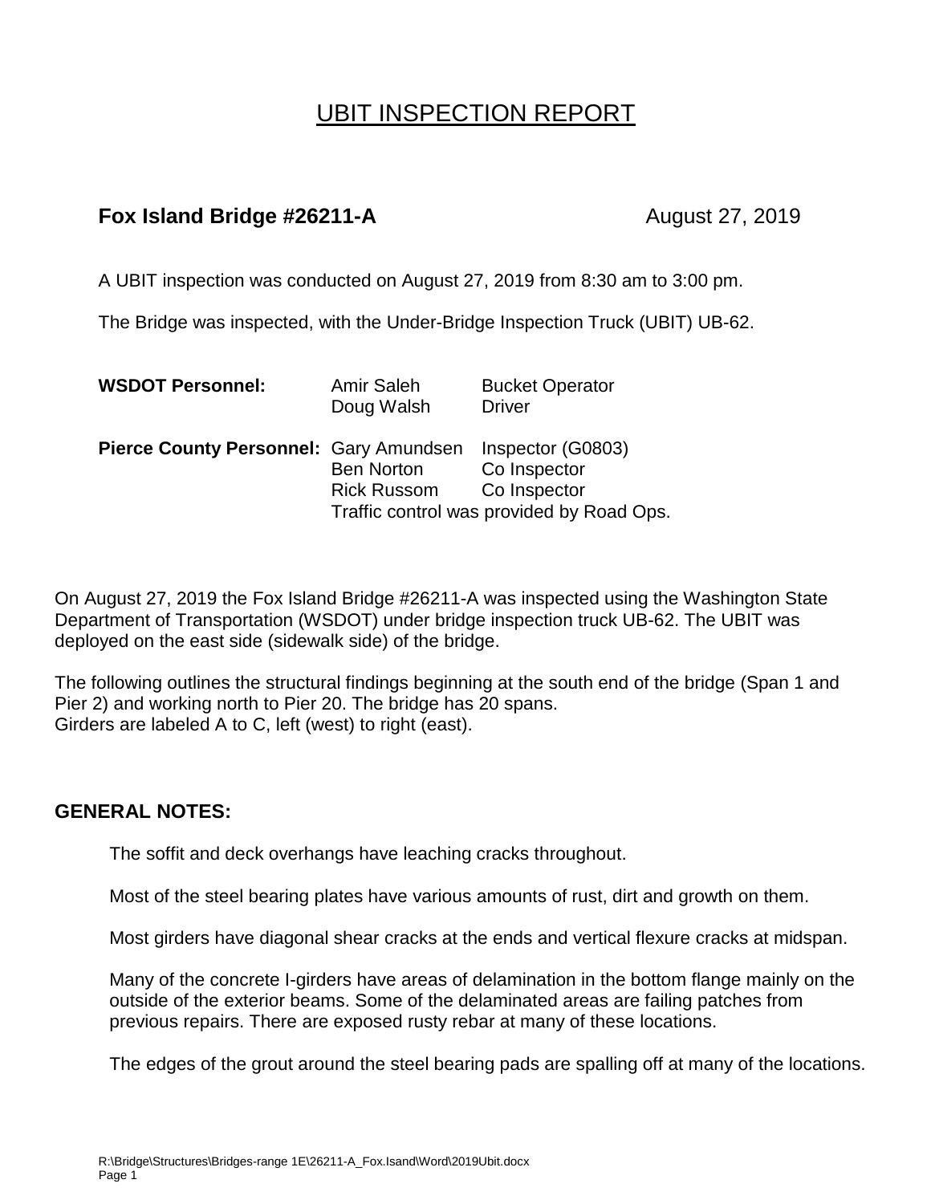# UBIT INSPECTION REPORT

**Fox Island Bridge #26211-A** August 27, 2019

A UBIT inspection was conducted on August 27, 2019 from 8:30 am to 3:00 pm.

The Bridge was inspected, with the Under-Bridge Inspection Truck (UBIT) UB-62.

| | | |
|---|---|---|
| **WSDOT Personnel:** | Amir Saleh | Bucket Operator |
| | Doug Walsh | Driver |
| **Pierce County Personnel:** | Gary Amundsen | Inspector (G0803) |
| | Ben Norton | Co Inspector |
| | Rick Russom | Co Inspector |
| | Traffic control was provided by Road Ops. | |

On August 27, 2019 the Fox Island Bridge #26211-A was inspected using the Washington State Department of Transportation (WSDOT) under bridge inspection truck UB-62. The UBIT was deployed on the east side (sidewalk side) of the bridge.

The following outlines the structural findings beginning at the south end of the bridge (Span 1 and Pier 2) and working north to Pier 20. The bridge has 20 spans.
Girders are labeled A to C, left (west) to right (east).

## GENERAL NOTES:

The soffit and deck overhangs have leaching cracks throughout.

Most of the steel bearing plates have various amounts of rust, dirt and growth on them.

Most girders have diagonal shear cracks at the ends and vertical flexure cracks at midspan.

Many of the concrete I-girders have areas of delamination in the bottom flange mainly on the outside of the exterior beams. Some of the delaminated areas are failing patches from previous repairs. There are exposed rusty rebar at many of these locations.

The edges of the grout around the steel bearing pads are spalling off at many of the locations.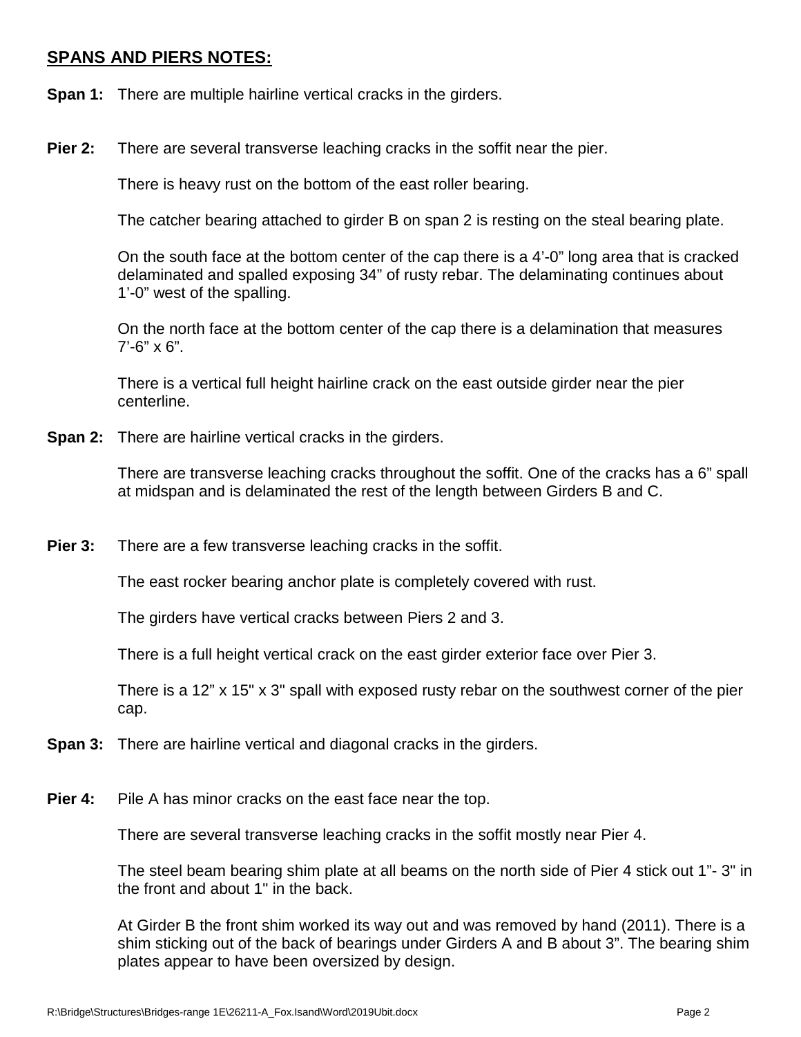## SPANS AND PIERS NOTES:

**Span 1:** There are multiple hairline vertical cracks in the girders.

**Pier 2:** There are several transverse leaching cracks in the soffit near the pier.

There is heavy rust on the bottom of the east roller bearing.

The catcher bearing attached to girder B on span 2 is resting on the steal bearing plate.

On the south face at the bottom center of the cap there is a 4'-0" long area that is cracked delaminated and spalled exposing 34" of rusty rebar. The delaminating continues about 1'-0" west of the spalling.

On the north face at the bottom center of the cap there is a delamination that measures 7'-6" x 6".

There is a vertical full height hairline crack on the east outside girder near the pier centerline.

**Span 2:** There are hairline vertical cracks in the girders.

There are transverse leaching cracks throughout the soffit. One of the cracks has a 6" spall at midspan and is delaminated the rest of the length between Girders B and C.

**Pier 3:** There are a few transverse leaching cracks in the soffit.

The east rocker bearing anchor plate is completely covered with rust.

The girders have vertical cracks between Piers 2 and 3.

There is a full height vertical crack on the east girder exterior face over Pier 3.

There is a 12" x 15" x 3" spall with exposed rusty rebar on the southwest corner of the pier cap.

**Span 3:** There are hairline vertical and diagonal cracks in the girders.

**Pier 4:** Pile A has minor cracks on the east face near the top.

There are several transverse leaching cracks in the soffit mostly near Pier 4.

The steel beam bearing shim plate at all beams on the north side of Pier 4 stick out 1"- 3" in the front and about 1" in the back.

At Girder B the front shim worked its way out and was removed by hand (2011). There is a shim sticking out of the back of bearings under Girders A and B about 3". The bearing shim plates appear to have been oversized by design.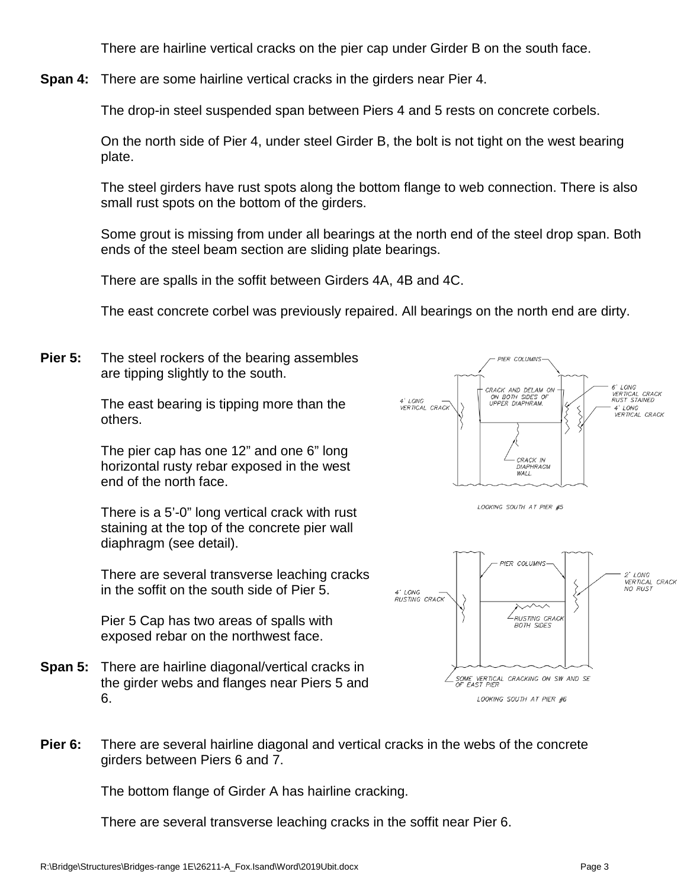There are hairline vertical cracks on the pier cap under Girder B on the south face.

**Span 4:** There are some hairline vertical cracks in the girders near Pier 4.

The drop-in steel suspended span between Piers 4 and 5 rests on concrete corbels.

On the north side of Pier 4, under steel Girder B, the bolt is not tight on the west bearing plate.

The steel girders have rust spots along the bottom flange to web connection. There is also small rust spots on the bottom of the girders.

Some grout is missing from under all bearings at the north end of the steel drop span. Both ends of the steel beam section are sliding plate bearings.

There are spalls in the soffit between Girders 4A, 4B and 4C.

The east concrete corbel was previously repaired. All bearings on the north end are dirty.

**Pier 5:** The steel rockers of the bearing assembles are tipping slightly to the south.

The east bearing is tipping more than the others.

The pier cap has one 12" and one 6" long horizontal rusty rebar exposed in the west end of the north face.

There is a 5'-0" long vertical crack with rust staining at the top of the concrete pier wall diaphragm (see detail).

There are several transverse leaching cracks in the soffit on the south side of Pier 5.

Pier 5 Cap has two areas of spalls with exposed rebar on the northwest face.

PIER COLUMNS — CRACK AND DELAM ON ON BOTH SIDES OF UPPER DIAPHRAM. — 4' LONG VERTICAL CRACK — 6' LONG VERTICAL CRACK RUST STAINED — 4' LONG VERTICAL CRACK — CRACK IN DIAPHRAGM WALL.

LOOKING SOUTH AT PIER #5

PIER COLUMNS — 4' LONG RUSTING CRACK — 2' LONG VERTICAL CRACK NO RUST — RUSTING CRACK BOTH SIDES — SOME VERTICAL CRACKING ON SW AND SE OF EAST PIER

LOOKING SOUTH AT PIER #6

**Span 5:** There are hairline diagonal/vertical cracks in the girder webs and flanges near Piers 5 and 6.

**Pier 6:** There are several hairline diagonal and vertical cracks in the webs of the concrete girders between Piers 6 and 7.

The bottom flange of Girder A has hairline cracking.

There are several transverse leaching cracks in the soffit near Pier 6.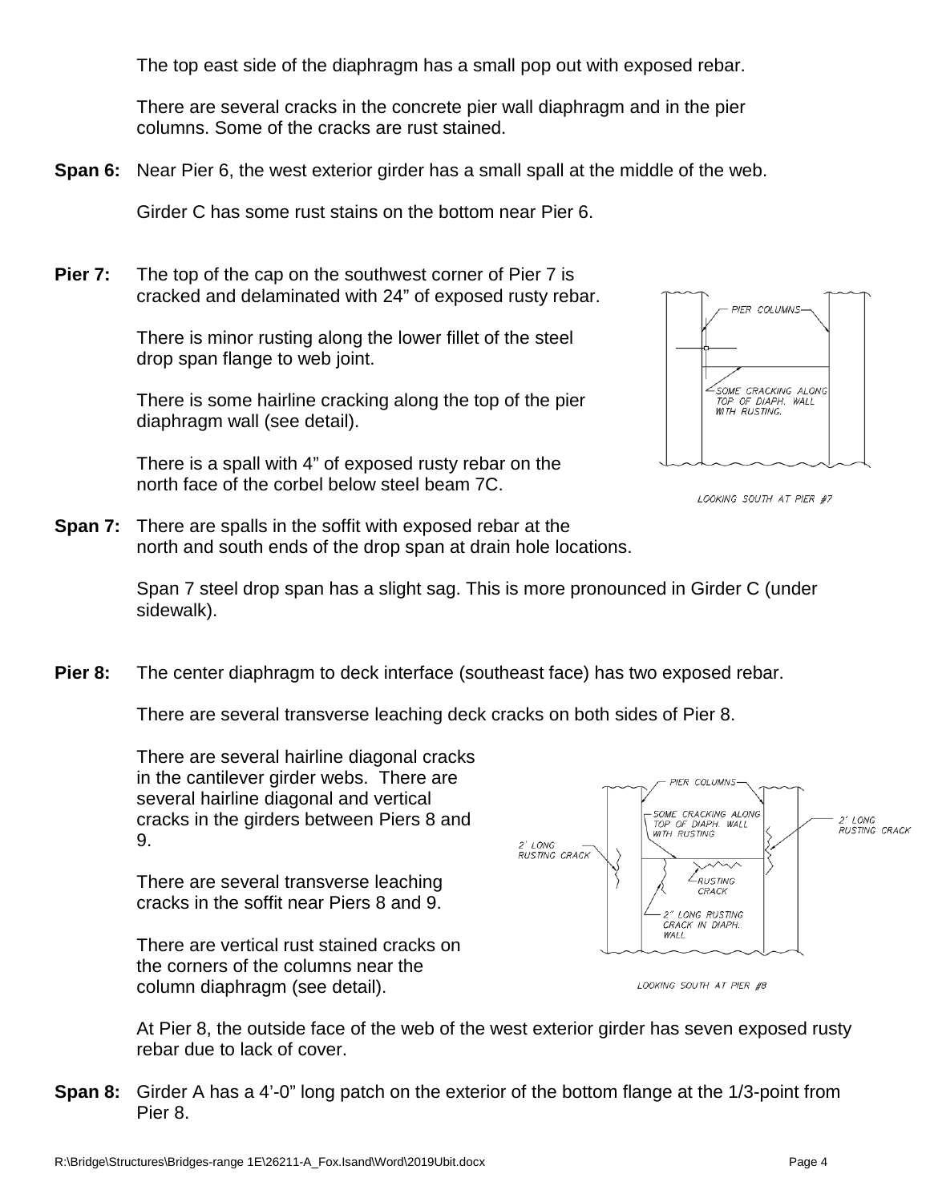The top east side of the diaphragm has a small pop out with exposed rebar.

There are several cracks in the concrete pier wall diaphragm and in the pier columns. Some of the cracks are rust stained.

**Span 6:** Near Pier 6, the west exterior girder has a small spall at the middle of the web.

Girder C has some rust stains on the bottom near Pier 6.

**Pier 7:** The top of the cap on the southwest corner of Pier 7 is cracked and delaminated with 24" of exposed rusty rebar.

There is minor rusting along the lower fillet of the steel drop span flange to web joint.

There is some hairline cracking along the top of the pier diaphragm wall (see detail).

There is a spall with 4" of exposed rusty rebar on the north face of the corbel below steel beam 7C.

PIER COLUMNS

SOME CRACKING ALONG TOP OF DIAPH. WALL WITH RUSTING.

LOOKING SOUTH AT PIER #7

**Span 7:** There are spalls in the soffit with exposed rebar at the north and south ends of the drop span at drain hole locations.

Span 7 steel drop span has a slight sag. This is more pronounced in Girder C (under sidewalk).

**Pier 8:** The center diaphragm to deck interface (southeast face) has two exposed rebar.

There are several transverse leaching deck cracks on both sides of Pier 8.

There are several hairline diagonal cracks in the cantilever girder webs. There are several hairline diagonal and vertical cracks in the girders between Piers 8 and 9.

There are several transverse leaching cracks in the soffit near Piers 8 and 9.

There are vertical rust stained cracks on the corners of the columns near the column diaphragm (see detail).

PIER COLUMNS

SOME CRACKING ALONG TOP OF DIAPH. WALL WITH RUSTING.

2' LONG RUSTING CRACK

2' LONG RUSTING CRACK

RUSTING CRACK

2" LONG RUSTING CRACK IN DIAPH. WALL

LOOKING SOUTH AT PIER #8

At Pier 8, the outside face of the web of the west exterior girder has seven exposed rusty rebar due to lack of cover.

**Span 8:** Girder A has a 4'-0" long patch on the exterior of the bottom flange at the 1/3-point from Pier 8.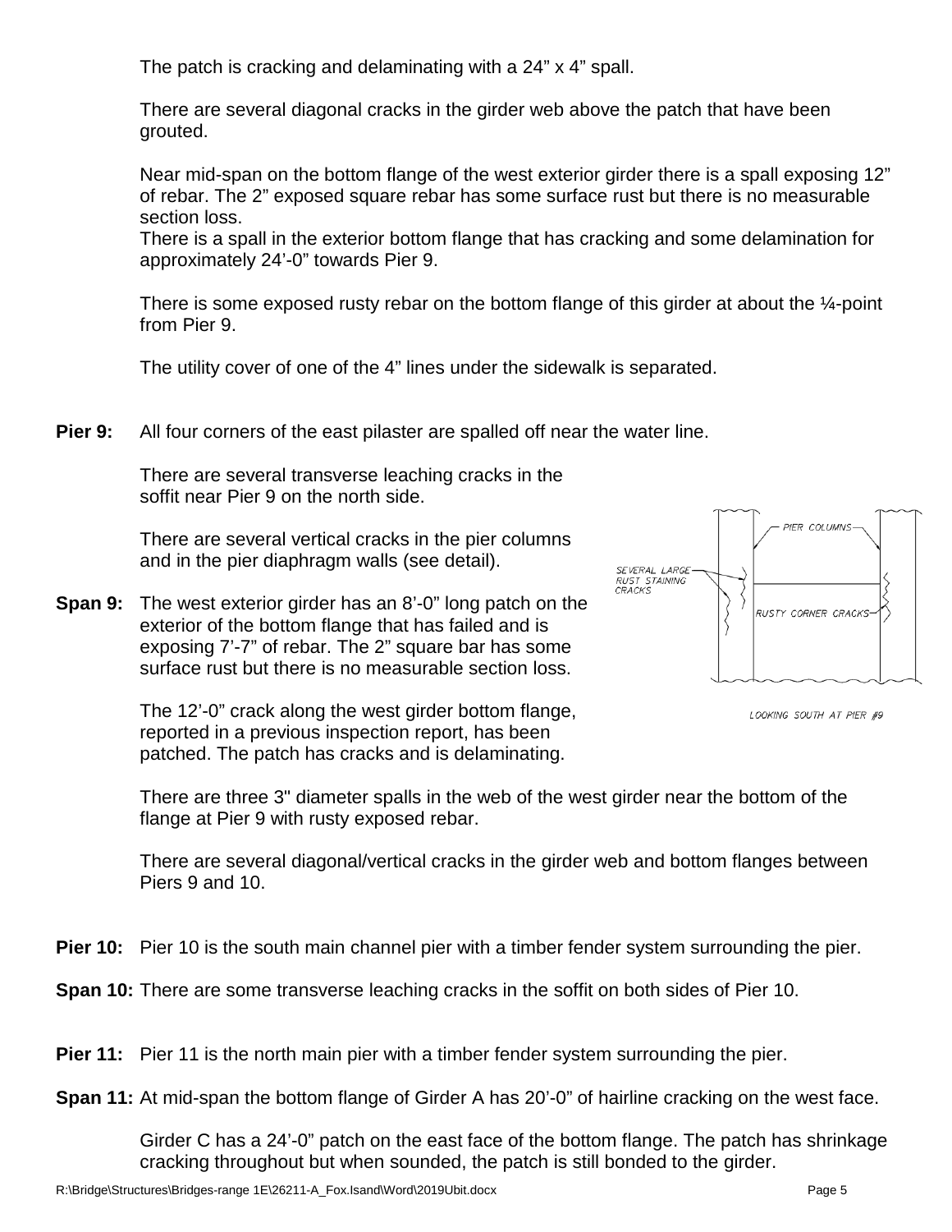The patch is cracking and delaminating with a 24” x 4” spall.

There are several diagonal cracks in the girder web above the patch that have been grouted.

Near mid-span on the bottom flange of the west exterior girder there is a spall exposing 12” of rebar. The 2” exposed square rebar has some surface rust but there is no measurable section loss.
There is a spall in the exterior bottom flange that has cracking and some delamination for approximately 24’-0” towards Pier 9.

There is some exposed rusty rebar on the bottom flange of this girder at about the ¼-point from Pier 9.

The utility cover of one of the 4” lines under the sidewalk is separated.

**Pier 9:** All four corners of the east pilaster are spalled off near the water line.

There are several transverse leaching cracks in the soffit near Pier 9 on the north side.

There are several vertical cracks in the pier columns and in the pier diaphragm walls (see detail).

PIER COLUMNS

SEVERAL LARGE RUST STAINING CRACKS

RUSTY CORNER CRACKS

LOOKING SOUTH AT PIER #9

**Span 9:** The west exterior girder has an 8’-0” long patch on the exterior of the bottom flange that has failed and is exposing 7’-7” of rebar. The 2” square bar has some surface rust but there is no measurable section loss.

The 12’-0” crack along the west girder bottom flange, reported in a previous inspection report, has been patched. The patch has cracks and is delaminating.

There are three 3" diameter spalls in the web of the west girder near the bottom of the flange at Pier 9 with rusty exposed rebar.

There are several diagonal/vertical cracks in the girder web and bottom flanges between Piers 9 and 10.

**Pier 10:** Pier 10 is the south main channel pier with a timber fender system surrounding the pier.

**Span 10:** There are some transverse leaching cracks in the soffit on both sides of Pier 10.

**Pier 11:** Pier 11 is the north main pier with a timber fender system surrounding the pier.

**Span 11:** At mid-span the bottom flange of Girder A has 20’-0” of hairline cracking on the west face.

Girder C has a 24’-0” patch on the east face of the bottom flange. The patch has shrinkage cracking throughout but when sounded, the patch is still bonded to the girder.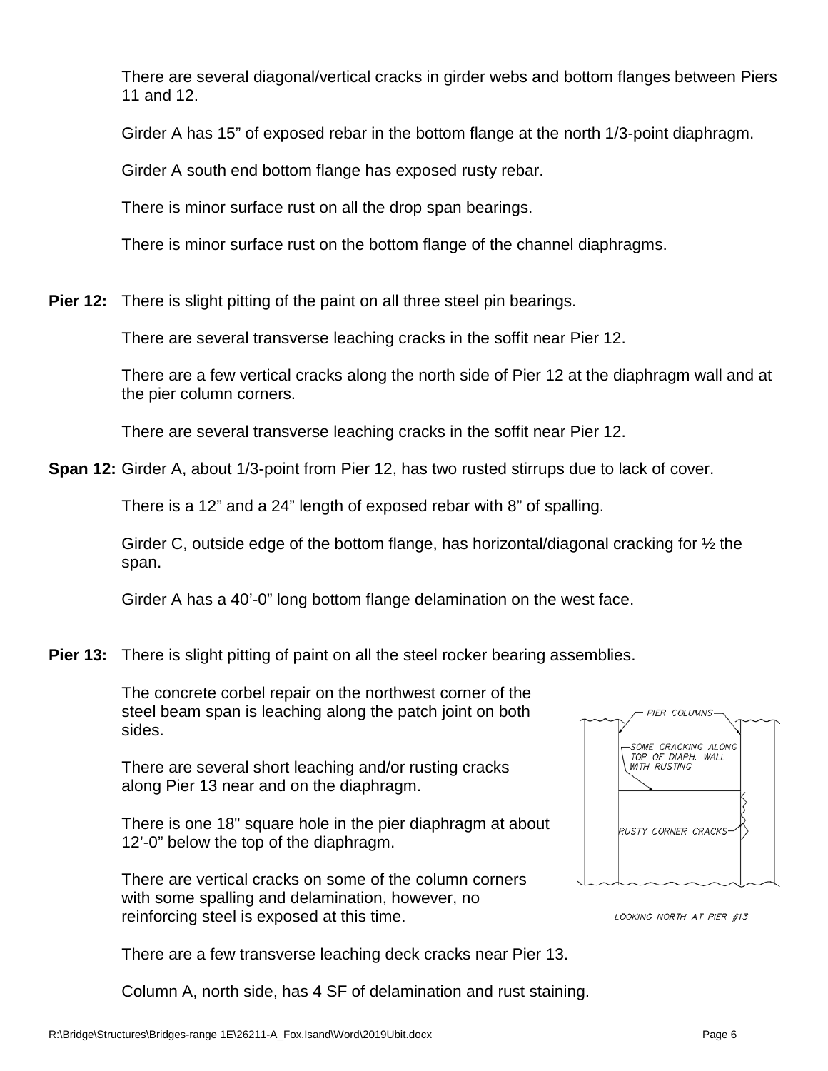There are several diagonal/vertical cracks in girder webs and bottom flanges between Piers 11 and 12.

Girder A has 15" of exposed rebar in the bottom flange at the north 1/3-point diaphragm.

Girder A south end bottom flange has exposed rusty rebar.

There is minor surface rust on all the drop span bearings.

There is minor surface rust on the bottom flange of the channel diaphragms.

**Pier 12:** There is slight pitting of the paint on all three steel pin bearings.

There are several transverse leaching cracks in the soffit near Pier 12.

There are a few vertical cracks along the north side of Pier 12 at the diaphragm wall and at the pier column corners.

There are several transverse leaching cracks in the soffit near Pier 12.

**Span 12:** Girder A, about 1/3-point from Pier 12, has two rusted stirrups due to lack of cover.

There is a 12" and a 24" length of exposed rebar with 8" of spalling.

Girder C, outside edge of the bottom flange, has horizontal/diagonal cracking for ½ the span.

Girder A has a 40'-0" long bottom flange delamination on the west face.

**Pier 13:** There is slight pitting of paint on all the steel rocker bearing assemblies.

The concrete corbel repair on the northwest corner of the steel beam span is leaching along the patch joint on both sides.

There are several short leaching and/or rusting cracks along Pier 13 near and on the diaphragm.

There is one 18" square hole in the pier diaphragm at about 12'-0" below the top of the diaphragm.

There are vertical cracks on some of the column corners with some spalling and delamination, however, no reinforcing steel is exposed at this time.

PIER COLUMNS

SOME CRACKING ALONG TOP OF DIAPH. WALL WITH RUSTING.

RUSTY CORNER CRACKS

LOOKING NORTH AT PIER #13

There are a few transverse leaching deck cracks near Pier 13.

Column A, north side, has 4 SF of delamination and rust staining.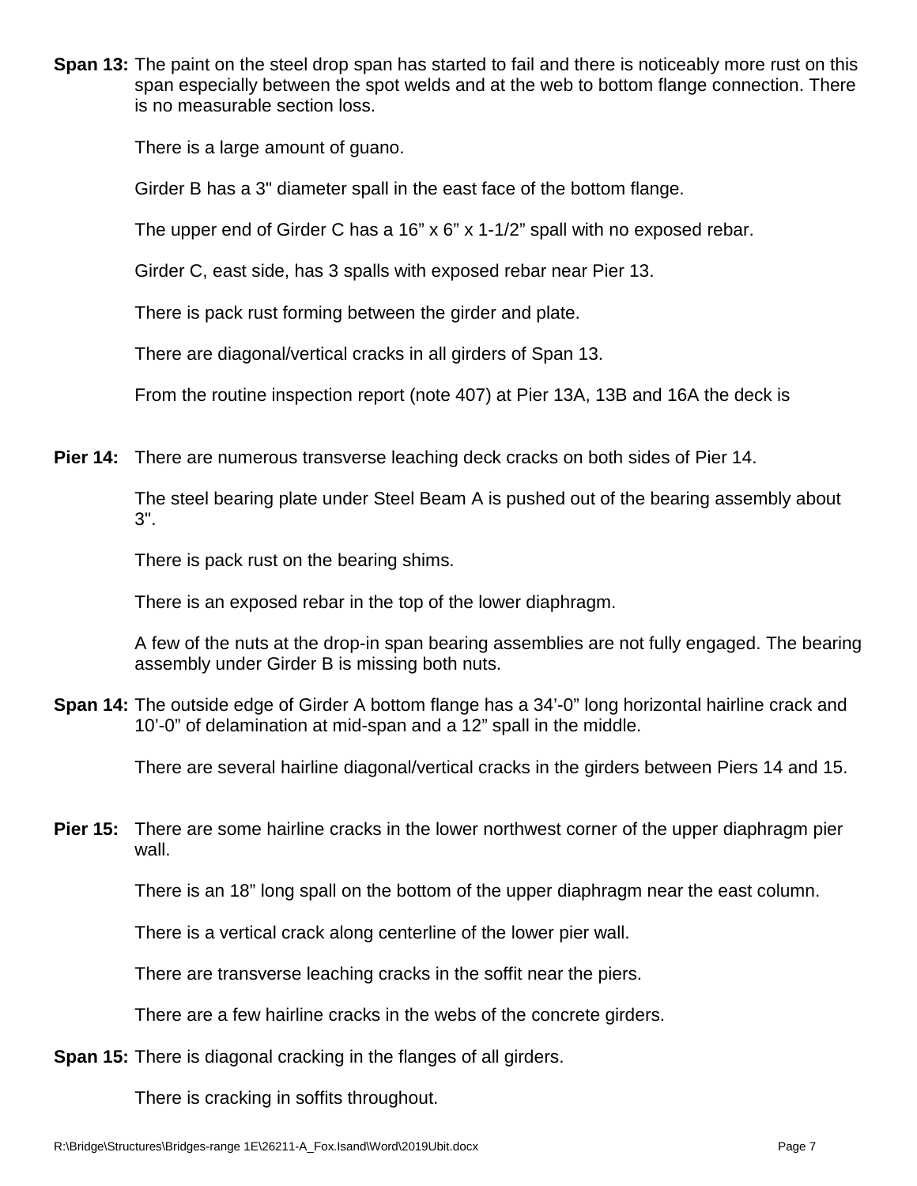**Span 13:** The paint on the steel drop span has started to fail and there is noticeably more rust on this span especially between the spot welds and at the web to bottom flange connection. There is no measurable section loss.

There is a large amount of guano.

Girder B has a 3" diameter spall in the east face of the bottom flange.

The upper end of Girder C has a 16” x 6” x 1-1/2” spall with no exposed rebar.

Girder C, east side, has 3 spalls with exposed rebar near Pier 13.

There is pack rust forming between the girder and plate.

There are diagonal/vertical cracks in all girders of Span 13.

From the routine inspection report (note 407) at Pier 13A, 13B and 16A the deck is

**Pier 14:** There are numerous transverse leaching deck cracks on both sides of Pier 14.

The steel bearing plate under Steel Beam A is pushed out of the bearing assembly about 3".

There is pack rust on the bearing shims.

There is an exposed rebar in the top of the lower diaphragm.

A few of the nuts at the drop-in span bearing assemblies are not fully engaged. The bearing assembly under Girder B is missing both nuts.

**Span 14:** The outside edge of Girder A bottom flange has a 34’-0” long horizontal hairline crack and 10’-0” of delamination at mid-span and a 12” spall in the middle.

There are several hairline diagonal/vertical cracks in the girders between Piers 14 and 15.

**Pier 15:** There are some hairline cracks in the lower northwest corner of the upper diaphragm pier wall.

There is an 18” long spall on the bottom of the upper diaphragm near the east column.

There is a vertical crack along centerline of the lower pier wall.

There are transverse leaching cracks in the soffit near the piers.

There are a few hairline cracks in the webs of the concrete girders.

**Span 15:** There is diagonal cracking in the flanges of all girders.

There is cracking in soffits throughout.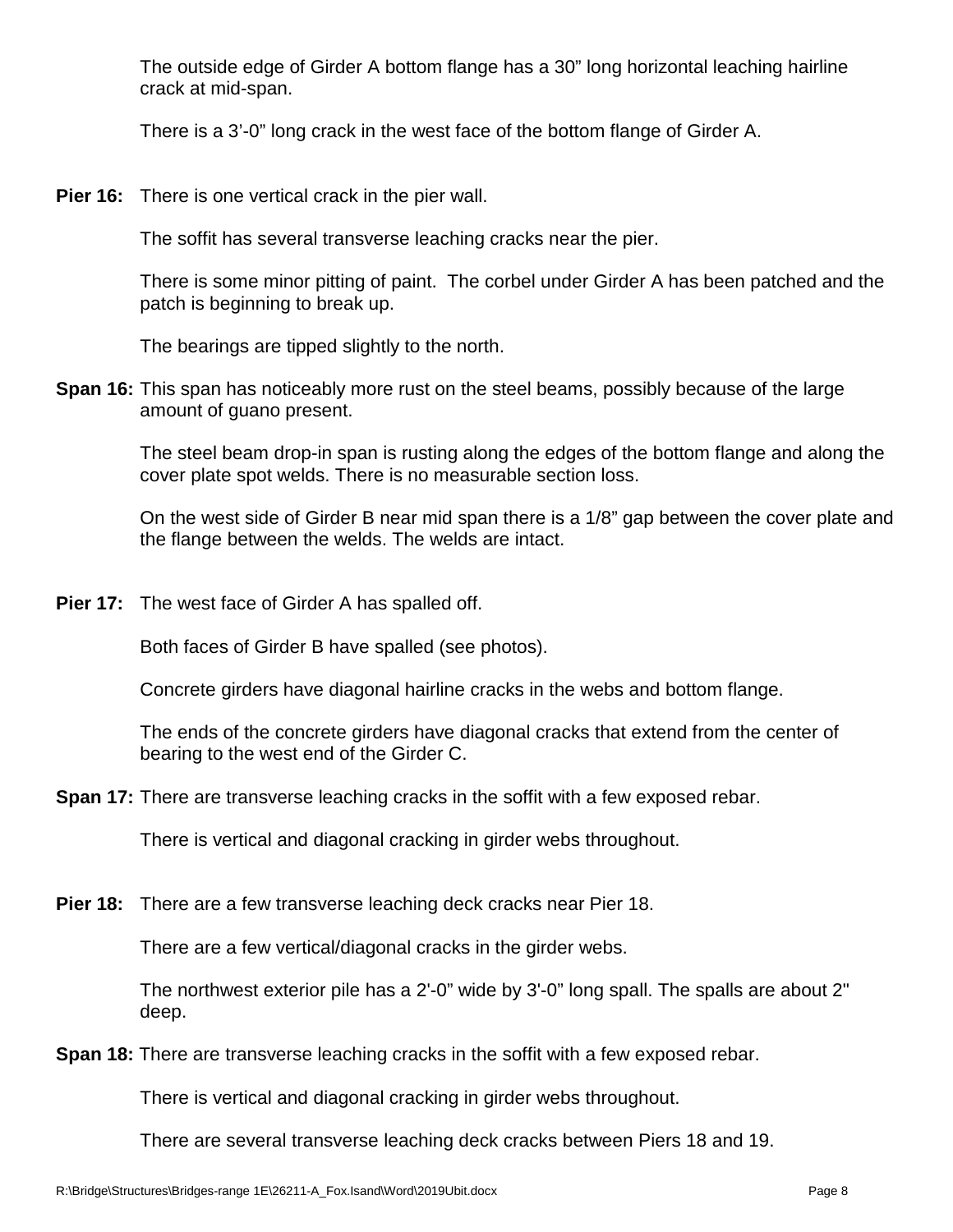The outside edge of Girder A bottom flange has a 30” long horizontal leaching hairline crack at mid-span.

There is a 3’-0” long crack in the west face of the bottom flange of Girder A.

**Pier 16:** There is one vertical crack in the pier wall.

The soffit has several transverse leaching cracks near the pier.

There is some minor pitting of paint. The corbel under Girder A has been patched and the patch is beginning to break up.

The bearings are tipped slightly to the north.

**Span 16:** This span has noticeably more rust on the steel beams, possibly because of the large amount of guano present.

The steel beam drop-in span is rusting along the edges of the bottom flange and along the cover plate spot welds. There is no measurable section loss.

On the west side of Girder B near mid span there is a 1/8” gap between the cover plate and the flange between the welds. The welds are intact.

**Pier 17:** The west face of Girder A has spalled off.

Both faces of Girder B have spalled (see photos).

Concrete girders have diagonal hairline cracks in the webs and bottom flange.

The ends of the concrete girders have diagonal cracks that extend from the center of bearing to the west end of the Girder C.

**Span 17:** There are transverse leaching cracks in the soffit with a few exposed rebar.

There is vertical and diagonal cracking in girder webs throughout.

**Pier 18:** There are a few transverse leaching deck cracks near Pier 18.

There are a few vertical/diagonal cracks in the girder webs.

The northwest exterior pile has a 2'-0” wide by 3'-0” long spall. The spalls are about 2" deep.

**Span 18:** There are transverse leaching cracks in the soffit with a few exposed rebar.

There is vertical and diagonal cracking in girder webs throughout.

There are several transverse leaching deck cracks between Piers 18 and 19.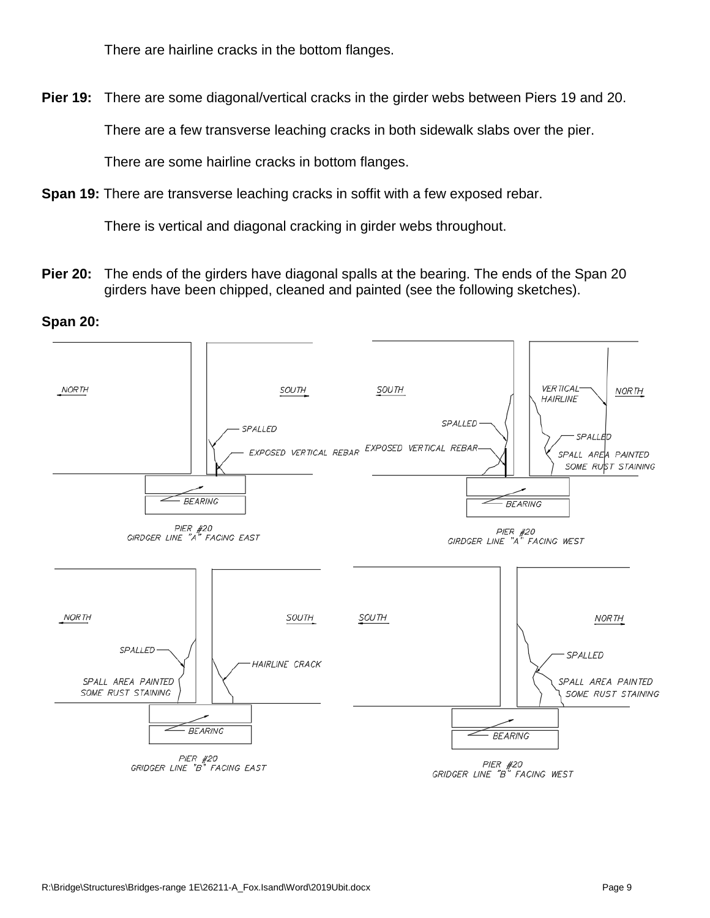There are hairline cracks in the bottom flanges.

**Pier 19:** There are some diagonal/vertical cracks in the girder webs between Piers 19 and 20.

There are a few transverse leaching cracks in both sidewalk slabs over the pier.

There are some hairline cracks in bottom flanges.

**Span 19:** There are transverse leaching cracks in soffit with a few exposed rebar.

There is vertical and diagonal cracking in girder webs throughout.

**Pier 20:** The ends of the girders have diagonal spalls at the bearing. The ends of the Span 20 girders have been chipped, cleaned and painted (see the following sketches).

**Span 20:**

NORTH SOUTH
SPALLED
EXPOSED VERTICAL REBAR
BEARING

PIER #20
GIRDGER LINE "A" FACING EAST

SOUTH NORTH
VERTICAL HAIRLINE
SPALLED
SPALLED
EXPOSED VERTICAL REBAR
SPALL AREA PAINTED
SOME RUST STAINING
BEARING

PIER #20
GIRDGER LINE "A" FACING WEST

NORTH SOUTH
SPALLED
HAIRLINE CRACK
SPALL AREA PAINTED
SOME RUST STAINING
BEARING

PIER #20
GRIDGER LINE "B" FACING EAST

SOUTH NORTH
SPALLED
SPALL AREA PAINTED
SOME RUST STAINING
BEARING

PIER #20
GRIDGER LINE "B" FACING WEST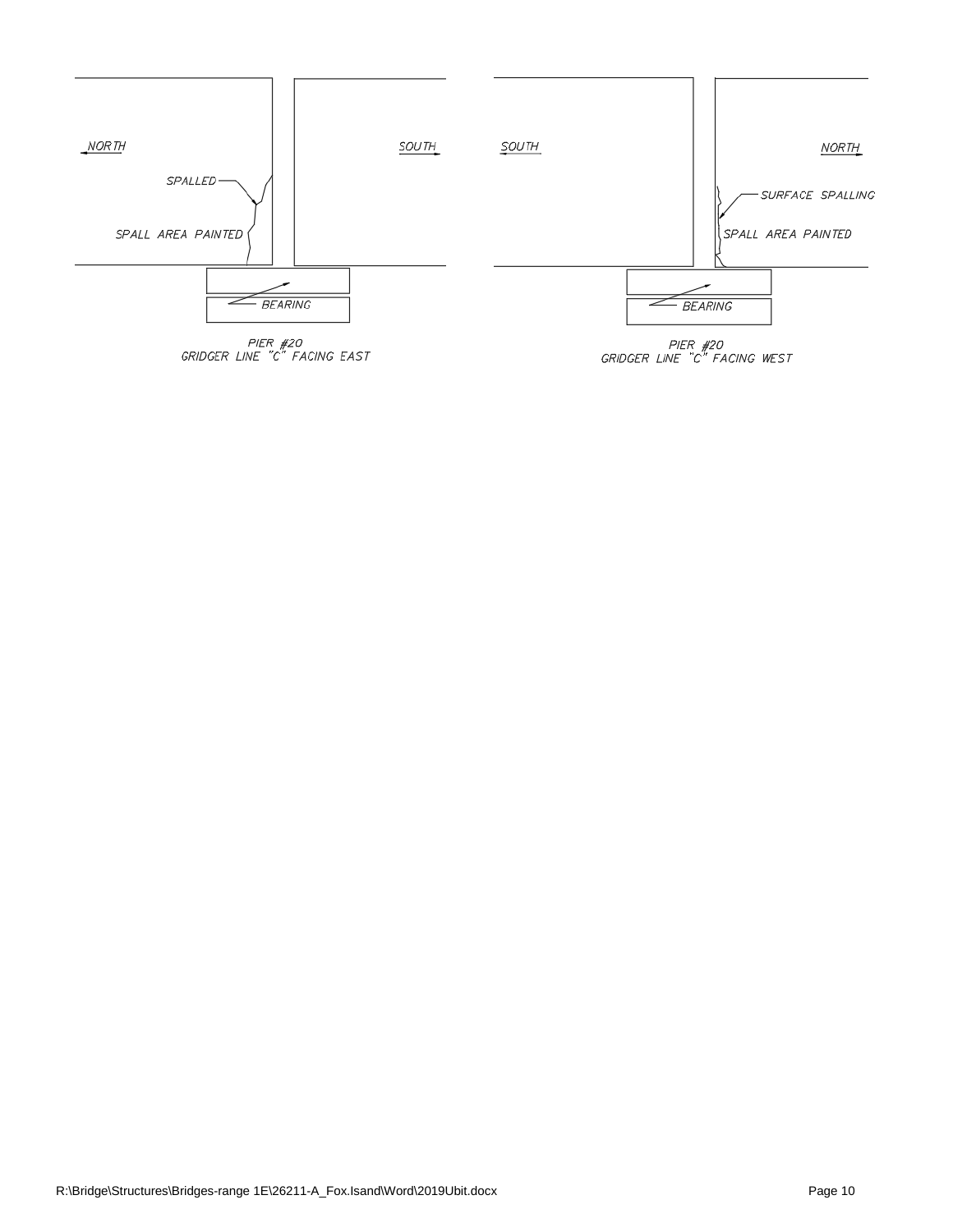NORTH

SOUTH

SPALLED

SPALL AREA PAINTED

BEARING

PIER #20
GRIDGER LINE "C" FACING EAST

SOUTH

NORTH

SURFACE SPALLING

SPALL AREA PAINTED

BEARING

PIER #20
GRIDGER LINE "C" FACING WEST

R:\Bridge\Structures\Bridges-range 1E\26211-A_Fox.Isand\Word\2019Ubit.docx